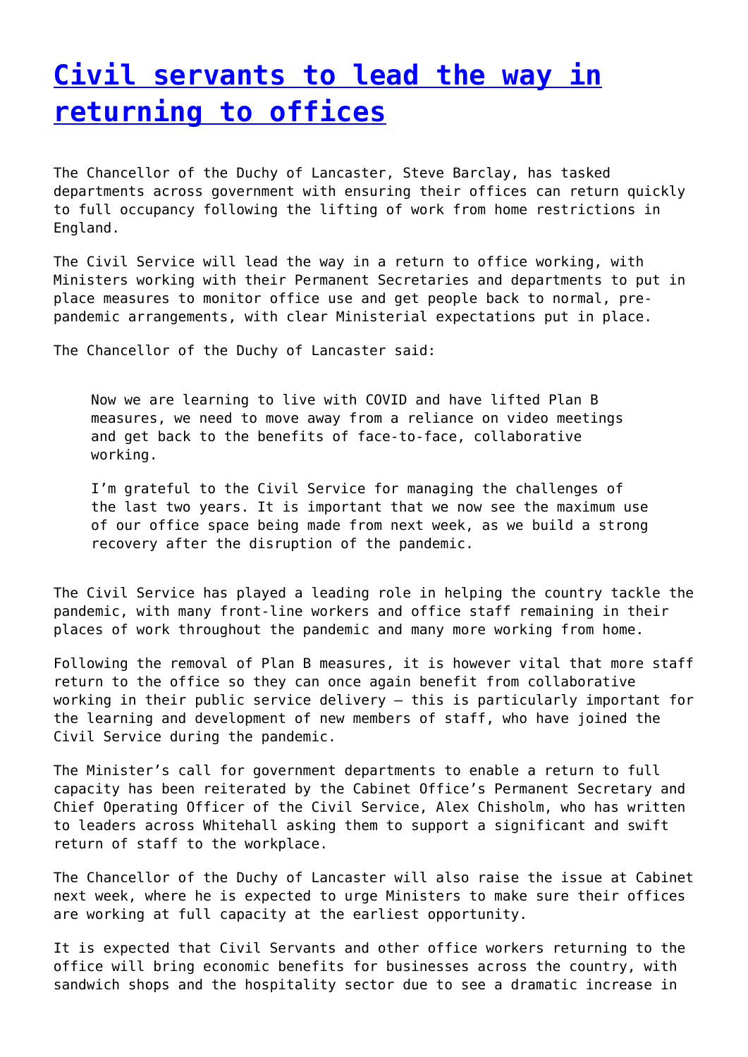# [Civil servants to lead the way in returning to offices]()

The Chancellor of the Duchy of Lancaster, Steve Barclay, has tasked departments across government with ensuring their offices can return quickly to full occupancy following the lifting of work from home restrictions in England.

The Civil Service will lead the way in a return to office working, with Ministers working with their Permanent Secretaries and departments to put in place measures to monitor office use and get people back to normal, pre-pandemic arrangements, with clear Ministerial expectations put in place.

The Chancellor of the Duchy of Lancaster said:

> Now we are learning to live with COVID and have lifted Plan B measures, we need to move away from a reliance on video meetings and get back to the benefits of face-to-face, collaborative working.
>
> I'm grateful to the Civil Service for managing the challenges of the last two years. It is important that we now see the maximum use of our office space being made from next week, as we build a strong recovery after the disruption of the pandemic.

The Civil Service has played a leading role in helping the country tackle the pandemic, with many front-line workers and office staff remaining in their places of work throughout the pandemic and many more working from home.

Following the removal of Plan B measures, it is however vital that more staff return to the office so they can once again benefit from collaborative working in their public service delivery – this is particularly important for the learning and development of new members of staff, who have joined the Civil Service during the pandemic.

The Minister's call for government departments to enable a return to full capacity has been reiterated by the Cabinet Office's Permanent Secretary and Chief Operating Officer of the Civil Service, Alex Chisholm, who has written to leaders across Whitehall asking them to support a significant and swift return of staff to the workplace.

The Chancellor of the Duchy of Lancaster will also raise the issue at Cabinet next week, where he is expected to urge Ministers to make sure their offices are working at full capacity at the earliest opportunity.

It is expected that Civil Servants and other office workers returning to the office will bring economic benefits for businesses across the country, with sandwich shops and the hospitality sector due to see a dramatic increase in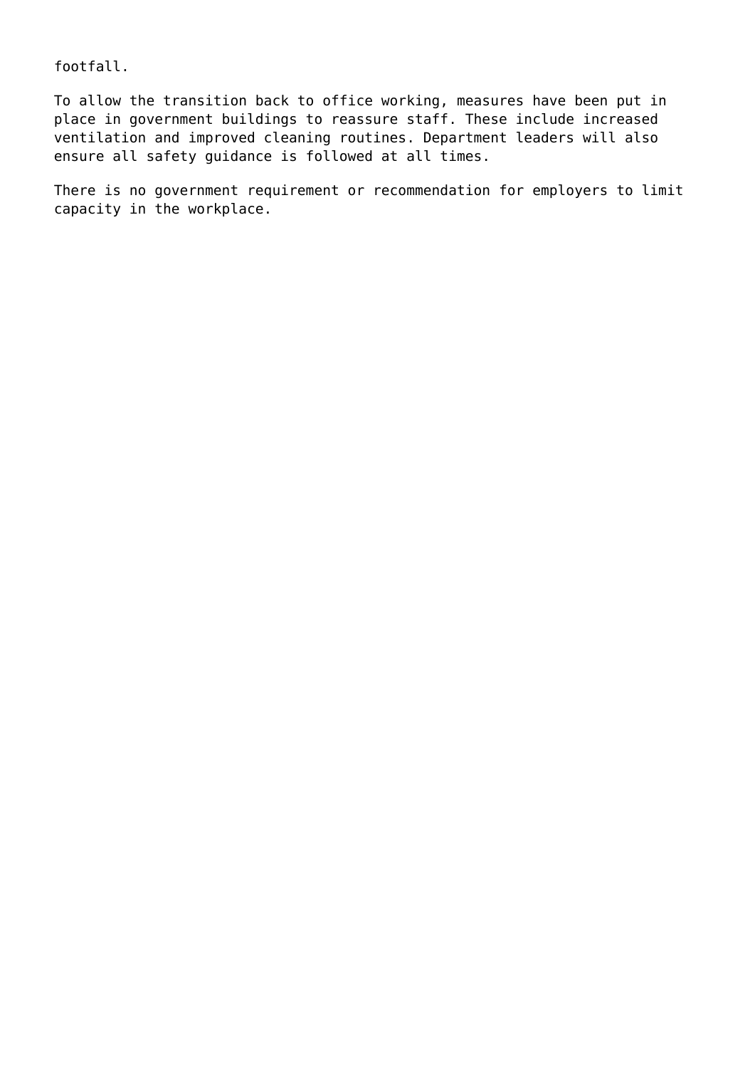footfall.

To allow the transition back to office working, measures have been put in place in government buildings to reassure staff. These include increased ventilation and improved cleaning routines. Department leaders will also ensure all safety guidance is followed at all times.

There is no government requirement or recommendation for employers to limit capacity in the workplace.